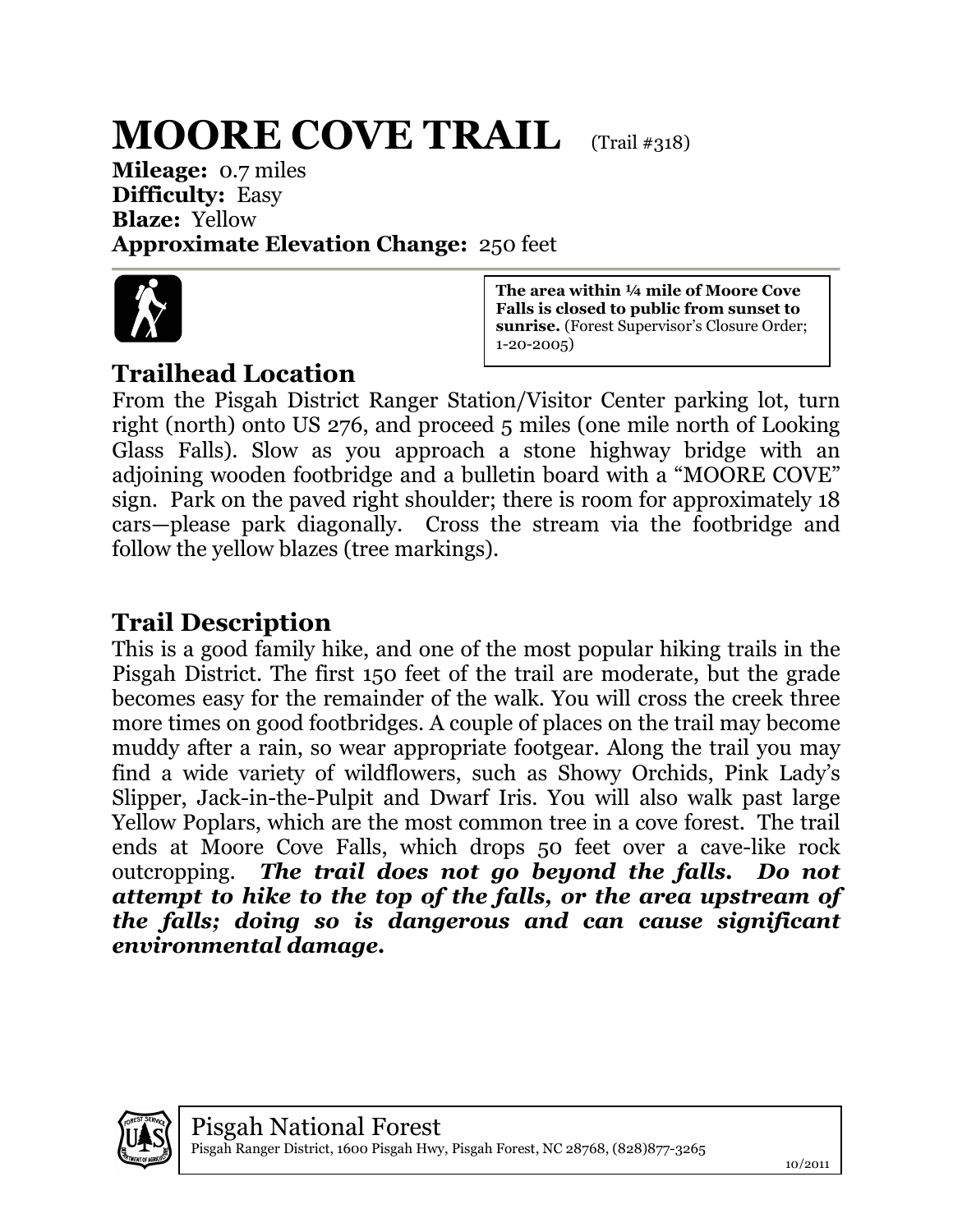# MOORE COVE TRAIL (Trail #318)

**Mileage:** 0.7 miles
**Difficulty:** Easy
**Blaze:** Yellow
**Approximate Elevation Change:** 250 feet

**The area within ¼ mile of Moore Cove Falls is closed to public from sunset to sunrise.** (Forest Supervisor's Closure Order; 1-20-2005)

## Trailhead Location

From the Pisgah District Ranger Station/Visitor Center parking lot, turn right (north) onto US 276, and proceed 5 miles (one mile north of Looking Glass Falls). Slow as you approach a stone highway bridge with an adjoining wooden footbridge and a bulletin board with a "MOORE COVE" sign. Park on the paved right shoulder; there is room for approximately 18 cars—please park diagonally. Cross the stream via the footbridge and follow the yellow blazes (tree markings).

## Trail Description

This is a good family hike, and one of the most popular hiking trails in the Pisgah District. The first 150 feet of the trail are moderate, but the grade becomes easy for the remainder of the walk. You will cross the creek three more times on good footbridges. A couple of places on the trail may become muddy after a rain, so wear appropriate footgear. Along the trail you may find a wide variety of wildflowers, such as Showy Orchids, Pink Lady's Slipper, Jack-in-the-Pulpit and Dwarf Iris. You will also walk past large Yellow Poplars, which are the most common tree in a cove forest. The trail ends at Moore Cove Falls, which drops 50 feet over a cave-like rock outcropping. ***The trail does not go beyond the falls. Do not attempt to hike to the top of the falls, or the area upstream of the falls; doing so is dangerous and can cause significant environmental damage.***

Pisgah National Forest
Pisgah Ranger District, 1600 Pisgah Hwy, Pisgah Forest, NC 28768, (828)877-3265

10/2011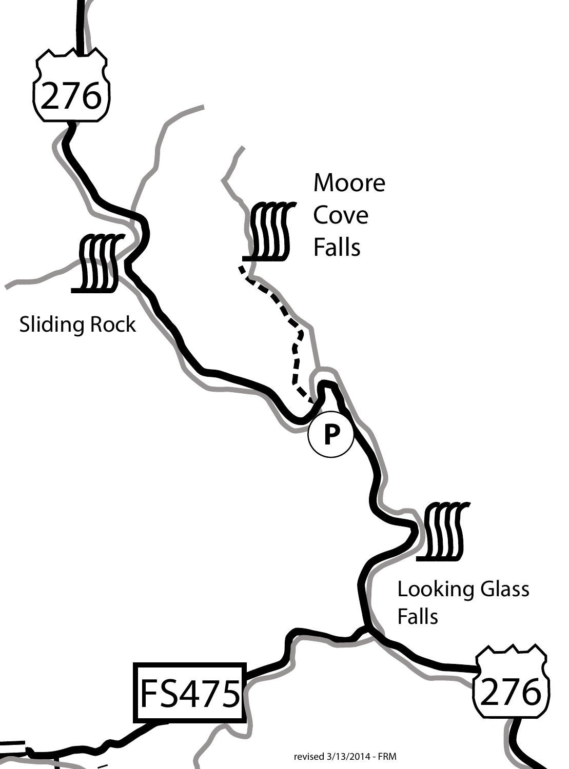276

Moore
Cove
Falls

Sliding Rock

P

Looking Glass
Falls

FS475

276

revised 3/13/2014 - FRM